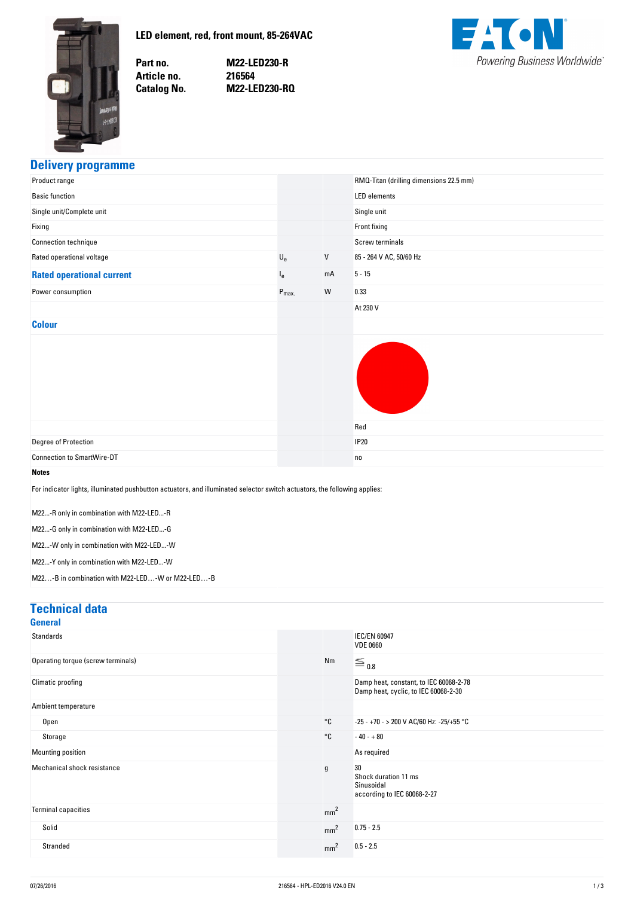**LED element, red, front mount, 85-264VAC**

| | |
|---|---|
| **Part no.** | **M22-LED230-R** |
| **Article no.** | **216564** |
| **Catalog No.** | **M22-LED230-RQ** |

## Delivery programme

| | | | |
|---|---|---|---|
| Product range | | | RMQ-Titan (drilling dimensions 22.5 mm) |
| Basic function | | | LED elements |
| Single unit/Complete unit | | | Single unit |
| Fixing | | | Front fixing |
| Connection technique | | | Screw terminals |
| Rated operational voltage | $U_e$ | V | 85 - 264 V AC, 50/60 Hz |
| **Rated operational current** | $I_e$ | mA | 5 - 15 |
| Power consumption | $P_{max.}$ | W | 0.33 |
| | | | At 230 V |
| **Colour** | | | Red |
| Degree of Protection | | | IP20 |
| Connection to SmartWire-DT | | | no |

**Notes**

For indicator lights, illuminated pushbutton actuators, and illuminated selector switch actuators, the following applies:

M22...-R only in combination with M22-LED...-R

M22...-G only in combination with M22-LED...-G

M22...-W only in combination with M22-LED...-W

M22...-Y only in combination with M22-LED...-W

M22…-B in combination with M22-LED…-W or M22-LED…-B

## Technical data

### General

| | | | |
|---|---|---|---|
| Standards | | | IEC/EN 60947<br>VDE 0660 |
| Operating torque (screw terminals) | | Nm | ≦ 0.8 |
| Climatic proofing | | | Damp heat, constant, to IEC 60068-2-78<br>Damp heat, cyclic, to IEC 60068-2-30 |
| Ambient temperature | | | |
| Open | | °C | -25 - +70 - > 200 V AC/60 Hz: -25/+55 °C |
| Storage | | °C | - 40 - + 80 |
| Mounting position | | | As required |
| Mechanical shock resistance | | g | 30<br>Shock duration 11 ms<br>Sinusoidal<br>according to IEC 60068-2-27 |
| Terminal capacities | | $mm^2$ | |
| Solid | | $mm^2$ | 0.75 - 2.5 |
| Stranded | | $mm^2$ | 0.5 - 2.5 |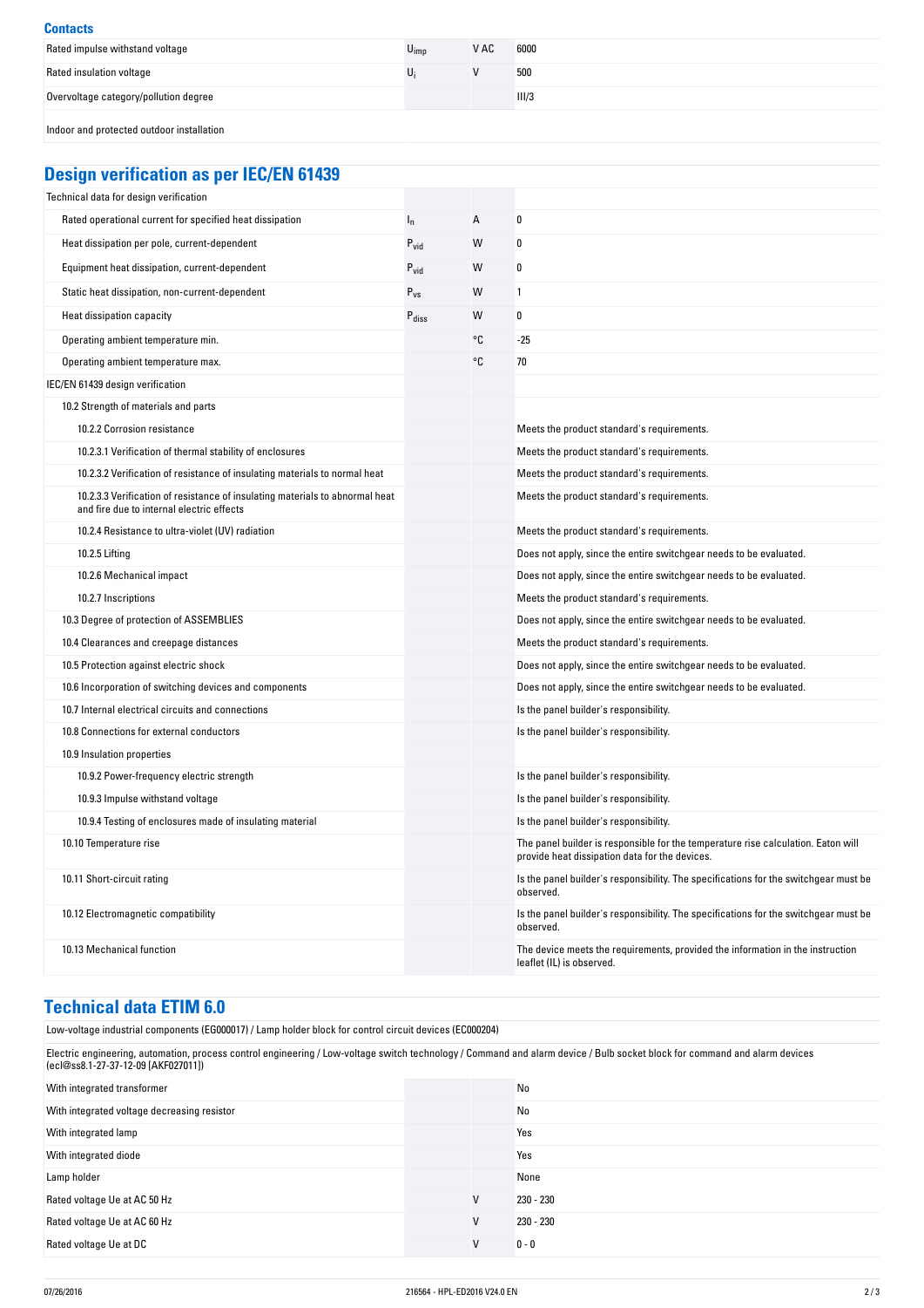### Contacts

| | | | |
|---|---|---|---|
| Rated impulse withstand voltage | $U_{imp}$ | V AC | 6000 |
| Rated insulation voltage | $U_i$ | V | 500 |
| Overvoltage category/pollution degree | | | III/3 |
| Indoor and protected outdoor installation | | | |

## Design verification as per IEC/EN 61439

| | | | |
|---|---|---|---|
| Technical data for design verification | | | |
| Rated operational current for specified heat dissipation | $I_n$ | A | 0 |
| Heat dissipation per pole, current-dependent | $P_{vid}$ | W | 0 |
| Equipment heat dissipation, current-dependent | $P_{vid}$ | W | 0 |
| Static heat dissipation, non-current-dependent | $P_{vs}$ | W | 1 |
| Heat dissipation capacity | $P_{diss}$ | W | 0 |
| Operating ambient temperature min. | | °C | -25 |
| Operating ambient temperature max. | | °C | 70 |
| IEC/EN 61439 design verification | | | |
| 10.2 Strength of materials and parts | | | |
| 10.2.2 Corrosion resistance | | | Meets the product standard's requirements. |
| 10.2.3.1 Verification of thermal stability of enclosures | | | Meets the product standard's requirements. |
| 10.2.3.2 Verification of resistance of insulating materials to normal heat | | | Meets the product standard's requirements. |
| 10.2.3.3 Verification of resistance of insulating materials to abnormal heat and fire due to internal electric effects | | | Meets the product standard's requirements. |
| 10.2.4 Resistance to ultra-violet (UV) radiation | | | Meets the product standard's requirements. |
| 10.2.5 Lifting | | | Does not apply, since the entire switchgear needs to be evaluated. |
| 10.2.6 Mechanical impact | | | Does not apply, since the entire switchgear needs to be evaluated. |
| 10.2.7 Inscriptions | | | Meets the product standard's requirements. |
| 10.3 Degree of protection of ASSEMBLIES | | | Does not apply, since the entire switchgear needs to be evaluated. |
| 10.4 Clearances and creepage distances | | | Meets the product standard's requirements. |
| 10.5 Protection against electric shock | | | Does not apply, since the entire switchgear needs to be evaluated. |
| 10.6 Incorporation of switching devices and components | | | Does not apply, since the entire switchgear needs to be evaluated. |
| 10.7 Internal electrical circuits and connections | | | Is the panel builder's responsibility. |
| 10.8 Connections for external conductors | | | Is the panel builder's responsibility. |
| 10.9 Insulation properties | | | |
| 10.9.2 Power-frequency electric strength | | | Is the panel builder's responsibility. |
| 10.9.3 Impulse withstand voltage | | | Is the panel builder's responsibility. |
| 10.9.4 Testing of enclosures made of insulating material | | | Is the panel builder's responsibility. |
| 10.10 Temperature rise | | | The panel builder is responsible for the temperature rise calculation. Eaton will provide heat dissipation data for the devices. |
| 10.11 Short-circuit rating | | | Is the panel builder's responsibility. The specifications for the switchgear must be observed. |
| 10.12 Electromagnetic compatibility | | | Is the panel builder's responsibility. The specifications for the switchgear must be observed. |
| 10.13 Mechanical function | | | The device meets the requirements, provided the information in the instruction leaflet (IL) is observed. |

## Technical data ETIM 6.0

Low-voltage industrial components (EG000017) / Lamp holder block for control circuit devices (EC000204)

Electric engineering, automation, process control engineering / Low-voltage switch technology / Command and alarm device / Bulb socket block for command and alarm devices (ecl@ss8.1-27-37-12-09 [AKF027011])

| | | | |
|---|---|---|---|
| With integrated transformer | | | No |
| With integrated voltage decreasing resistor | | | No |
| With integrated lamp | | | Yes |
| With integrated diode | | | Yes |
| Lamp holder | | | None |
| Rated voltage Ue at AC 50 Hz | | V | 230 - 230 |
| Rated voltage Ue at AC 60 Hz | | V | 230 - 230 |
| Rated voltage Ue at DC | | V | 0 - 0 |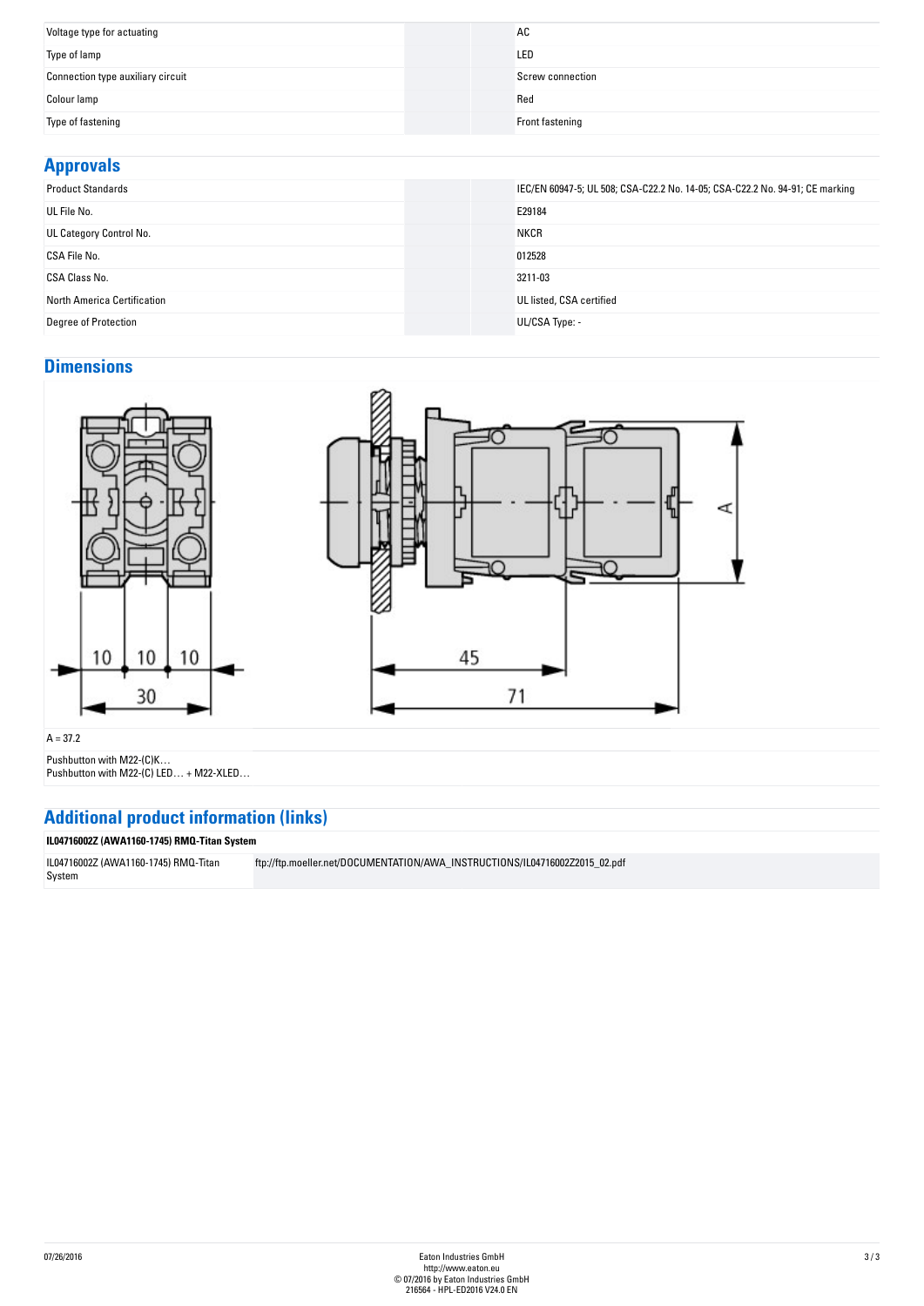| | |
|---|---|
| Voltage type for actuating | AC |
| Type of lamp | LED |
| Connection type auxiliary circuit | Screw connection |
| Colour lamp | Red |
| Type of fastening | Front fastening |

## Approvals

| | |
|---|---|
| Product Standards | IEC/EN 60947-5; UL 508; CSA-C22.2 No. 14-05; CSA-C22.2 No. 94-91; CE marking |
| UL File No. | E29184 |
| UL Category Control No. | NKCR |
| CSA File No. | 012528 |
| CSA Class No. | 3211-03 |
| North America Certification | UL listed, CSA certified |
| Degree of Protection | UL/CSA Type: - |

## Dimensions

10 10 10

30

45

71

A

A = 37.2

Pushbutton with M22-(C)K…
Pushbutton with M22-(C) LED… + M22-XLED…

## Additional product information (links)

**IL04716002Z (AWA1160-1745) RMQ-Titan System**

| | |
|---|---|
| IL04716002Z (AWA1160-1745) RMQ-Titan System | ftp://ftp.moeller.net/DOCUMENTATION/AWA_INSTRUCTIONS/IL04716002Z2015_02.pdf |